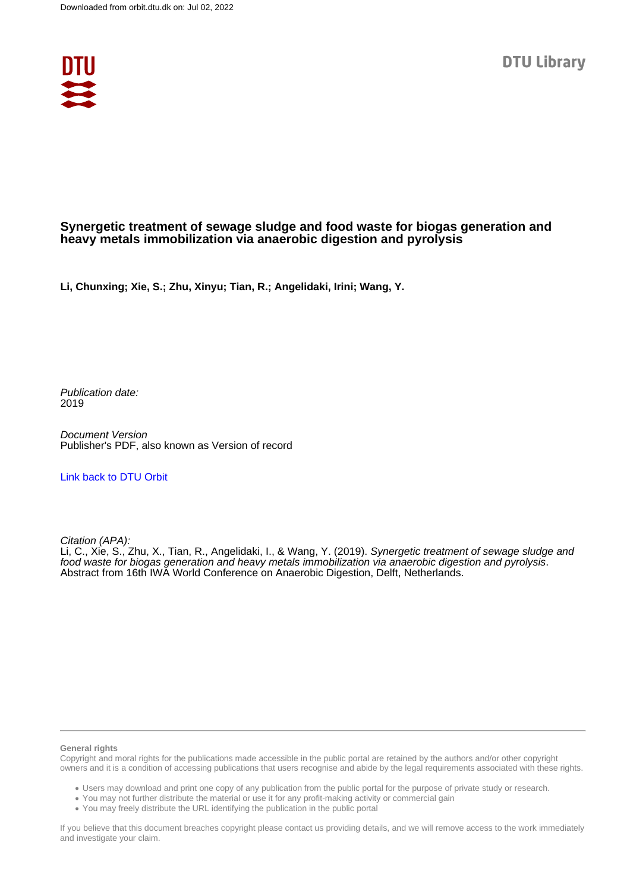Downloaded from orbit.dtu.dk on: Jul 02, 2022

DTU Library

# Synergetic treatment of sewage sludge and food waste for biogas generation and heavy metals immobilization via anaerobic digestion and pyrolysis

**Li, Chunxing; Xie, S.; Zhu, Xinyu; Tian, R.; Angelidaki, Irini; Wang, Y.**

*Publication date:*
2019

*Document Version*
Publisher's PDF, also known as Version of record

Link back to DTU Orbit

*Citation (APA):*
Li, C., Xie, S., Zhu, X., Tian, R., Angelidaki, I., & Wang, Y. (2019). *Synergetic treatment of sewage sludge and food waste for biogas generation and heavy metals immobilization via anaerobic digestion and pyrolysis*. Abstract from 16th IWA World Conference on Anaerobic Digestion, Delft, Netherlands.

**General rights**

Copyright and moral rights for the publications made accessible in the public portal are retained by the authors and/or other copyright owners and it is a condition of accessing publications that users recognise and abide by the legal requirements associated with these rights.

- Users may download and print one copy of any publication from the public portal for the purpose of private study or research.
- You may not further distribute the material or use it for any profit-making activity or commercial gain
- You may freely distribute the URL identifying the publication in the public portal

If you believe that this document breaches copyright please contact us providing details, and we will remove access to the work immediately and investigate your claim.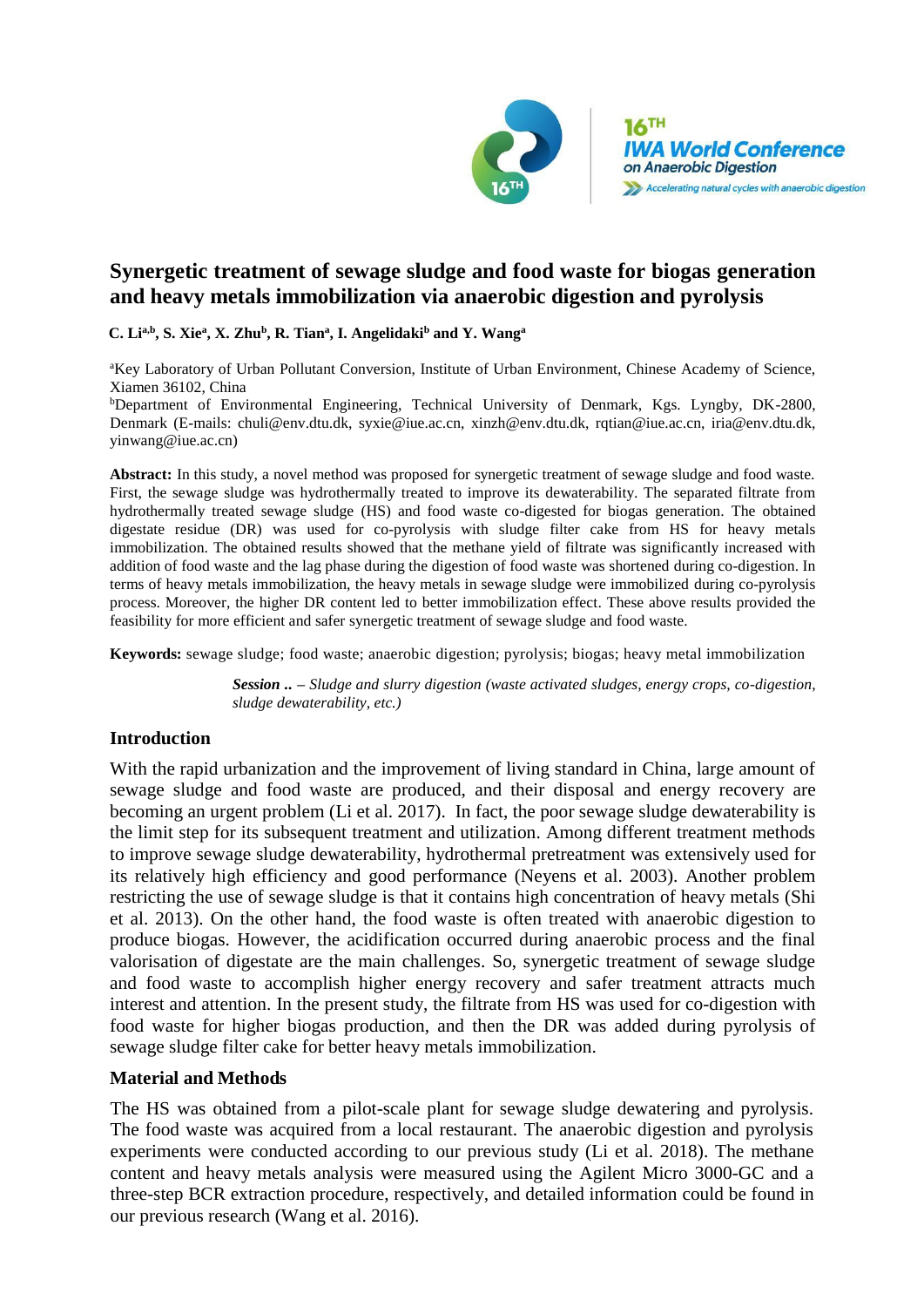# Synergetic treatment of sewage sludge and food waste for biogas generation and heavy metals immobilization via anaerobic digestion and pyrolysis

**C. Li[a,b], S. Xie[a], X. Zhu[b], R. Tian[a], I. Angelidaki[b] and Y. Wang[a]**

[a]Key Laboratory of Urban Pollutant Conversion, Institute of Urban Environment, Chinese Academy of Science, Xiamen 36102, China

[b]Department of Environmental Engineering, Technical University of Denmark, Kgs. Lyngby, DK-2800, Denmark (E-mails: chuli@env.dtu.dk, syxie@iue.ac.cn, xinzh@env.dtu.dk, rqtian@iue.ac.cn, iria@env.dtu.dk, yinwang@iue.ac.cn)

**Abstract:** In this study, a novel method was proposed for synergetic treatment of sewage sludge and food waste. First, the sewage sludge was hydrothermally treated to improve its dewaterability. The separated filtrate from hydrothermally treated sewage sludge (HS) and food waste co-digested for biogas generation. The obtained digestate residue (DR) was used for co-pyrolysis with sludge filter cake from HS for heavy metals immobilization. The obtained results showed that the methane yield of filtrate was significantly increased with addition of food waste and the lag phase during the digestion of food waste was shortened during co-digestion. In terms of heavy metals immobilization, the heavy metals in sewage sludge were immobilized during co-pyrolysis process. Moreover, the higher DR content led to better immobilization effect. These above results provided the feasibility for more efficient and safer synergetic treatment of sewage sludge and food waste.

**Keywords:** sewage sludge; food waste; anaerobic digestion; pyrolysis; biogas; heavy metal immobilization

***Session ..*** *– Sludge and slurry digestion (waste activated sludges, energy crops, co-digestion, sludge dewaterability, etc.)*

## Introduction

With the rapid urbanization and the improvement of living standard in China, large amount of sewage sludge and food waste are produced, and their disposal and energy recovery are becoming an urgent problem (Li et al. 2017). In fact, the poor sewage sludge dewaterability is the limit step for its subsequent treatment and utilization. Among different treatment methods to improve sewage sludge dewaterability, hydrothermal pretreatment was extensively used for its relatively high efficiency and good performance (Neyens et al. 2003). Another problem restricting the use of sewage sludge is that it contains high concentration of heavy metals (Shi et al. 2013). On the other hand, the food waste is often treated with anaerobic digestion to produce biogas. However, the acidification occurred during anaerobic process and the final valorisation of digestate are the main challenges. So, synergetic treatment of sewage sludge and food waste to accomplish higher energy recovery and safer treatment attracts much interest and attention. In the present study, the filtrate from HS was used for co-digestion with food waste for higher biogas production, and then the DR was added during pyrolysis of sewage sludge filter cake for better heavy metals immobilization.

## Material and Methods

The HS was obtained from a pilot-scale plant for sewage sludge dewatering and pyrolysis. The food waste was acquired from a local restaurant. The anaerobic digestion and pyrolysis experiments were conducted according to our previous study (Li et al. 2018). The methane content and heavy metals analysis were measured using the Agilent Micro 3000-GC and a three-step BCR extraction procedure, respectively, and detailed information could be found in our previous research (Wang et al. 2016).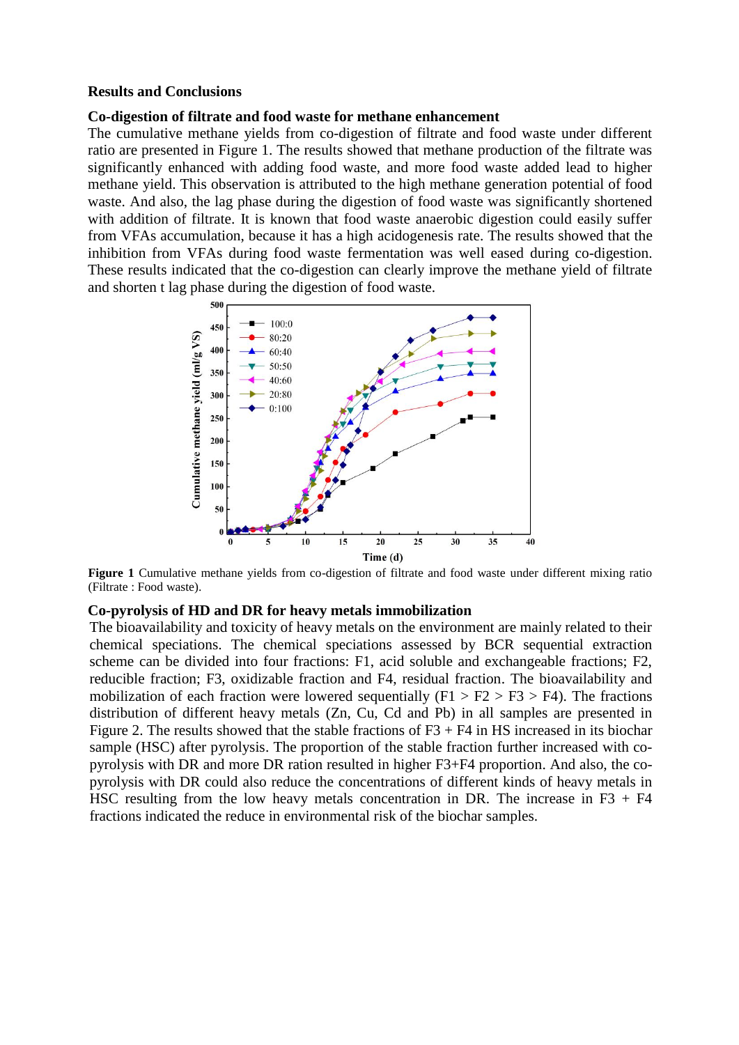## Results and Conclusions

### Co-digestion of filtrate and food waste for methane enhancement

The cumulative methane yields from co-digestion of filtrate and food waste under different ratio are presented in Figure 1. The results showed that methane production of the filtrate was significantly enhanced with adding food waste, and more food waste added lead to higher methane yield. This observation is attributed to the high methane generation potential of food waste. And also, the lag phase during the digestion of food waste was significantly shortened with addition of filtrate. It is known that food waste anaerobic digestion could easily suffer from VFAs accumulation, because it has a high acidogenesis rate. The results showed that the inhibition from VFAs during food waste fermentation was well eased during co-digestion. These results indicated that the co-digestion can clearly improve the methane yield of filtrate and shorten t lag phase during the digestion of food waste.

**Figure 1** Cumulative methane yields from co-digestion of filtrate and food waste under different mixing ratio (Filtrate : Food waste).

### Co-pyrolysis of HD and DR for heavy metals immobilization

The bioavailability and toxicity of heavy metals on the environment are mainly related to their chemical speciations. The chemical speciations assessed by BCR sequential extraction scheme can be divided into four fractions: F1, acid soluble and exchangeable fractions; F2, reducible fraction; F3, oxidizable fraction and F4, residual fraction. The bioavailability and mobilization of each fraction were lowered sequentially (F1 > F2 > F3 > F4). The fractions distribution of different heavy metals (Zn, Cu, Cd and Pb) in all samples are presented in Figure 2. The results showed that the stable fractions of F3 + F4 in HS increased in its biochar sample (HSC) after pyrolysis. The proportion of the stable fraction further increased with co-pyrolysis with DR and more DR ration resulted in higher F3+F4 proportion. And also, the co-pyrolysis with DR could also reduce the concentrations of different kinds of heavy metals in HSC resulting from the low heavy metals concentration in DR. The increase in F3 + F4 fractions indicated the reduce in environmental risk of the biochar samples.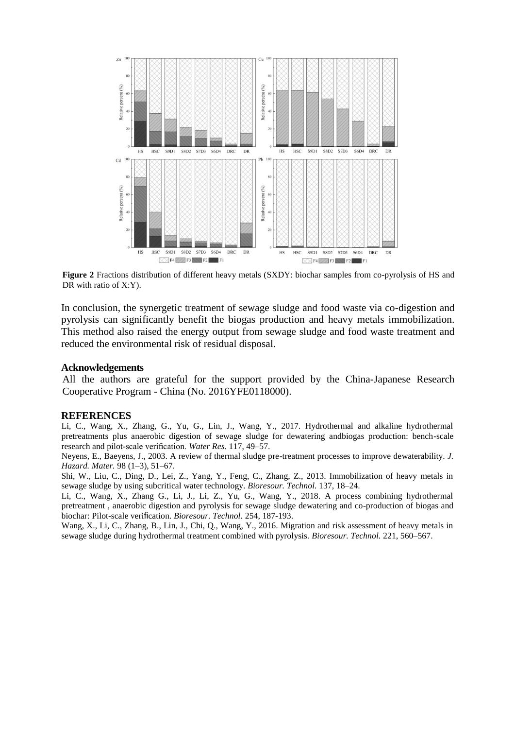Zn

100
80
60
40
20
0

Relative percent (%)

HS HSC S9D1 S8D2 S7D3 S6D4 DRC DR

Cu

100
80
60
40
20
0

Relative percent (%)

HS HSC S9D1 S8D2 S7D3 S6D4 DRC DR

Cd

100
80
60
40
20
0

Relative percent (%)

HS HSC S9D1 S8D2 S7D3 S6D4 DRC DR

F4 F3 F2 F1

Pb

100
80
60
40
20
0

Relative percent (%)

HS HSC S9D1 S8D2 S7D3 S6D4 DRC DR

F4 F3 F2 F1

**Figure 2** Fractions distribution of different heavy metals (SXDY: biochar samples from co-pyrolysis of HS and DR with ratio of X:Y).

In conclusion, the synergetic treatment of sewage sludge and food waste via co-digestion and pyrolysis can significantly benefit the biogas production and heavy metals immobilization. This method also raised the energy output from sewage sludge and food waste treatment and reduced the environmental risk of residual disposal.

## Acknowledgements

All the authors are grateful for the support provided by the China-Japanese Research Cooperative Program - China (No. 2016YFE0118000).

## REFERENCES

Li, C., Wang, X., Zhang, G., Yu, G., Lin, J., Wang, Y., 2017. Hydrothermal and alkaline hydrothermal pretreatments plus anaerobic digestion of sewage sludge for dewatering andbiogas production: bench-scale research and pilot-scale verification. *Water Res.* 117, 49–57.

Neyens, E., Baeyens, J., 2003. A review of thermal sludge pre-treatment processes to improve dewaterability. *J. Hazard. Mater.* 98 (1–3), 51–67.

Shi, W., Liu, C., Ding, D., Lei, Z., Yang, Y., Feng, C., Zhang, Z., 2013. Immobilization of heavy metals in sewage sludge by using subcritical water technology. *Bioresour. Technol.* 137, 18–24.

Li, C., Wang, X., Zhang G., Li, J., Li, Z., Yu, G., Wang, Y., 2018. A process combining hydrothermal pretreatment , anaerobic digestion and pyrolysis for sewage sludge dewatering and co-production of biogas and biochar: Pilot-scale verification. *Bioresour. Technol.* 254, 187-193.

Wang, X., Li, C., Zhang, B., Lin, J., Chi, Q., Wang, Y., 2016. Migration and risk assessment of heavy metals in sewage sludge during hydrothermal treatment combined with pyrolysis. *Bioresour. Technol.* 221, 560–567.